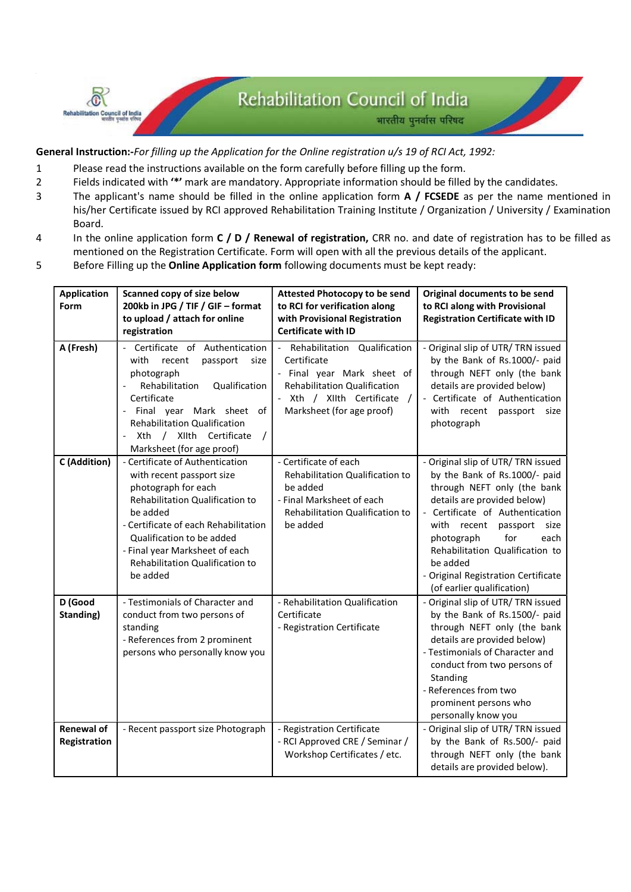# Rehabilitation Council of India

भारतीय पुनर्वास परिषद

**General Instruction:-** *For filling up the Application for the Online registration u/s 19 of RCI Act, 1992:*

1. Please read the instructions available on the form carefully before filling up the form.
2. Fields indicated with **'*'** mark are mandatory. Appropriate information should be filled by the candidates.
3. The applicant's name should be filled in the online application form **A / FCSEDE** as per the name mentioned in his/her Certificate issued by RCI approved Rehabilitation Training Institute / Organization / University / Examination Board.
4. In the online application form **C / D / Renewal of registration,** CRR no. and date of registration has to be filled as mentioned on the Registration Certificate. Form will open with all the previous details of the applicant.
5. Before Filling up the **Online Application form** following documents must be kept ready:

| **Application Form** | **Scanned copy of size below 200kb in JPG / TIF / GIF – format to upload / attach for online registration** | **Attested Photocopy to be send to RCI for verification along with Provisional Registration Certificate with ID** | **Original documents to be send to RCI along with Provisional Registration Certificate with ID** |
|---|---|---|---|
| **A (Fresh)** | - Certificate of Authentication with recent passport size photograph<br>- Rehabilitation Qualification Certificate<br>- Final year Mark sheet of Rehabilitation Qualification<br>- Xth / XIIth Certificate / Marksheet (for age proof) | - Rehabilitation Qualification Certificate<br>- Final year Mark sheet of Rehabilitation Qualification<br>- Xth / XIIth Certificate / Marksheet (for age proof) | - Original slip of UTR/ TRN issued by the Bank of Rs.1000/- paid through NEFT only (the bank details are provided below)<br>- Certificate of Authentication with recent passport size photograph |
| **C (Addition)** | - Certificate of Authentication with recent passport size photograph for each Rehabilitation Qualification to be added<br>- Certificate of each Rehabilitation Qualification to be added<br>- Final year Marksheet of each Rehabilitation Qualification to be added | - Certificate of each Rehabilitation Qualification to be added<br>- Final Marksheet of each Rehabilitation Qualification to be added | - Original slip of UTR/ TRN issued by the Bank of Rs.1000/- paid through NEFT only (the bank details are provided below)<br>- Certificate of Authentication with recent passport size photograph for each Rehabilitation Qualification to be added<br>- Original Registration Certificate (of earlier qualification) |
| **D (Good Standing)** | - Testimonials of Character and conduct from two persons of standing<br>- References from 2 prominent persons who personally know you | - Rehabilitation Qualification Certificate<br>- Registration Certificate | - Original slip of UTR/ TRN issued by the Bank of Rs.1500/- paid through NEFT only (the bank details are provided below)<br>- Testimonials of Character and conduct from two persons of Standing<br>- References from two prominent persons who personally know you |
| **Renewal of Registration** | - Recent passport size Photograph | - Registration Certificate<br>- RCI Approved CRE / Seminar / Workshop Certificates / etc. | - Original slip of UTR/ TRN issued by the Bank of Rs.500/- paid through NEFT only (the bank details are provided below). |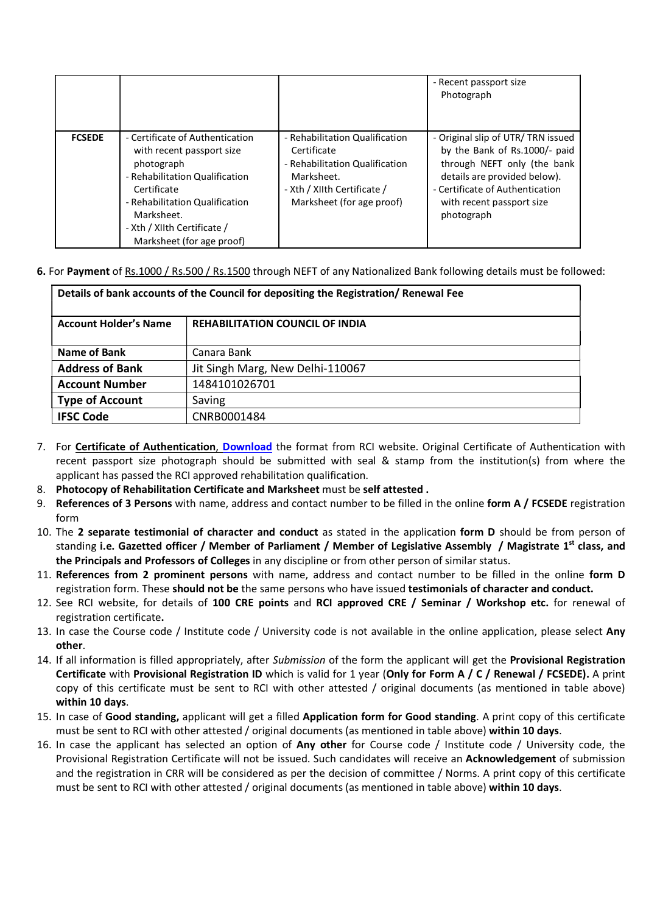| | | | - Recent passport size Photograph |
|---|---|---|---|
| **FCSEDE** | - Certificate of Authentication with recent passport size photograph<br>- Rehabilitation Qualification Certificate<br>- Rehabilitation Qualification Marksheet.<br>- Xth / XIIth Certificate / Marksheet (for age proof) | - Rehabilitation Qualification Certificate<br>- Rehabilitation Qualification Marksheet.<br>- Xth / XIIth Certificate / Marksheet (for age proof) | - Original slip of UTR/ TRN issued by the Bank of Rs.1000/- paid through NEFT only (the bank details are provided below).<br>- Certificate of Authentication with recent passport size photograph |

**6.** For **Payment** of Rs.1000 / Rs.500 / Rs.1500 through NEFT of any Nationalized Bank following details must be followed:

| **Details of bank accounts of the Council for depositing the Registration/ Renewal Fee** | |
|---|---|
| **Account Holder's Name** | **REHABILITATION COUNCIL OF INDIA** |
| **Name of Bank** | Canara Bank |
| **Address of Bank** | Jit Singh Marg, New Delhi-110067 |
| **Account Number** | 1484101026701 |
| **Type of Account** | Saving |
| **IFSC Code** | CNRB0001484 |

7. For **Certificate of Authentication**, **Download** the format from RCI website. Original Certificate of Authentication with recent passport size photograph should be submitted with seal & stamp from the institution(s) from where the applicant has passed the RCI approved rehabilitation qualification.
8. **Photocopy of Rehabilitation Certificate and Marksheet** must be **self attested .**
9. **References of 3 Persons** with name, address and contact number to be filled in the online **form A / FCSEDE** registration form
10. The **2 separate testimonial of character and conduct** as stated in the application **form D** should be from person of standing **i.e. Gazetted officer / Member of Parliament / Member of Legislative Assembly / Magistrate 1st class, and the Principals and Professors of Colleges** in any discipline or from other person of similar status.
11. **References from 2 prominent persons** with name, address and contact number to be filled in the online **form D** registration form. These **should not be** the same persons who have issued **testimonials of character and conduct.**
12. See RCI website, for details of **100 CRE points** and **RCI approved CRE / Seminar / Workshop etc.** for renewal of registration certificate**.**
13. In case the Course code / Institute code / University code is not available in the online application, please select **Any other**.
14. If all information is filled appropriately, after *Submission* of the form the applicant will get the **Provisional Registration Certificate** with **Provisional Registration ID** which is valid for 1 year (**Only for Form A / C / Renewal / FCSEDE).** A print copy of this certificate must be sent to RCI with other attested / original documents (as mentioned in table above) **within 10 days**.
15. In case of **Good standing,** applicant will get a filled **Application form for Good standing**. A print copy of this certificate must be sent to RCI with other attested / original documents (as mentioned in table above) **within 10 days**.
16. In case the applicant has selected an option of **Any other** for Course code / Institute code / University code, the Provisional Registration Certificate will not be issued. Such candidates will receive an **Acknowledgement** of submission and the registration in CRR will be considered as per the decision of committee / Norms. A print copy of this certificate must be sent to RCI with other attested / original documents (as mentioned in table above) **within 10 days**.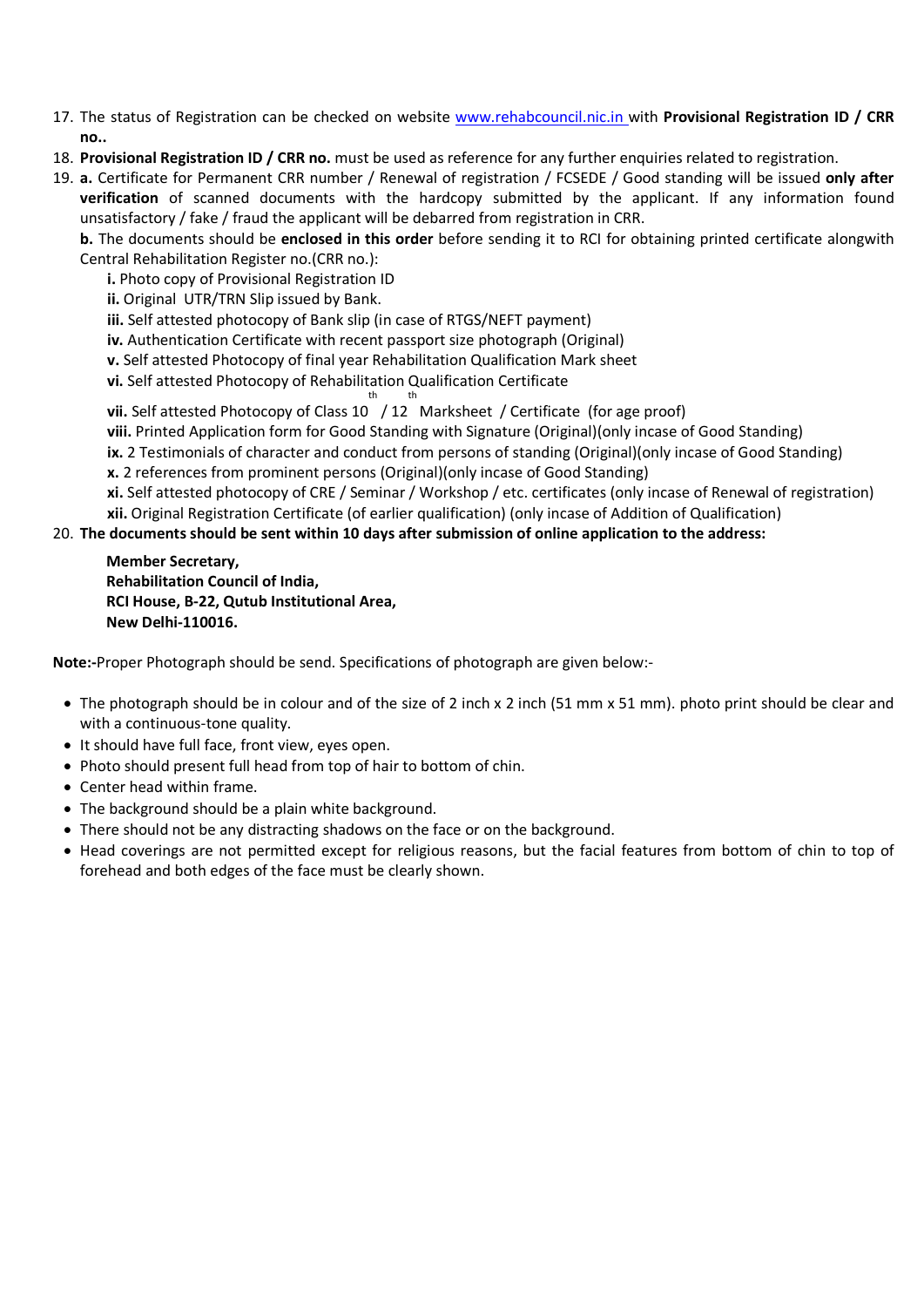17. The status of Registration can be checked on website www.rehabcouncil.nic.in with **Provisional Registration ID / CRR no.**.
18. **Provisional Registration ID / CRR no.** must be used as reference for any further enquiries related to registration.
19. **a.** Certificate for Permanent CRR number / Renewal of registration / FCSEDE / Good standing will be issued **only after verification** of scanned documents with the hardcopy submitted by the applicant. If any information found unsatisfactory / fake / fraud the applicant will be debarred from registration in CRR.

    **b.** The documents should be **enclosed in this order** before sending it to RCI for obtaining printed certificate alongwith Central Rehabilitation Register no.(CRR no.):

    **i.** Photo copy of Provisional Registration ID
    **ii.** Original UTR/TRN Slip issued by Bank.
    **iii.** Self attested photocopy of Bank slip (in case of RTGS/NEFT payment)
    **iv.** Authentication Certificate with recent passport size photograph (Original)
    **v.** Self attested Photocopy of final year Rehabilitation Qualification Mark sheet
    **vi.** Self attested Photocopy of Rehabilitation Qualification Certificate
    **vii.** Self attested Photocopy of Class 10th / 12th Marksheet / Certificate (for age proof)
    **viii.** Printed Application form for Good Standing with Signature (Original)(only incase of Good Standing)
    **ix.** 2 Testimonials of character and conduct from persons of standing (Original)(only incase of Good Standing)
    **x.** 2 references from prominent persons (Original)(only incase of Good Standing)
    **xi.** Self attested photocopy of CRE / Seminar / Workshop / etc. certificates (only incase of Renewal of registration)
    **xii.** Original Registration Certificate (of earlier qualification) (only incase of Addition of Qualification)
20. **The documents should be sent within 10 days after submission of online application to the address:**

    **Member Secretary,**
    **Rehabilitation Council of India,**
    **RCI House, B-22, Qutub Institutional Area,**
    **New Delhi-110016.**

**Note:-**Proper Photograph should be send. Specifications of photograph are given below:-

- The photograph should be in colour and of the size of 2 inch x 2 inch (51 mm x 51 mm). photo print should be clear and with a continuous-tone quality.
- It should have full face, front view, eyes open.
- Photo should present full head from top of hair to bottom of chin.
- Center head within frame.
- The background should be a plain white background.
- There should not be any distracting shadows on the face or on the background.
- Head coverings are not permitted except for religious reasons, but the facial features from bottom of chin to top of forehead and both edges of the face must be clearly shown.